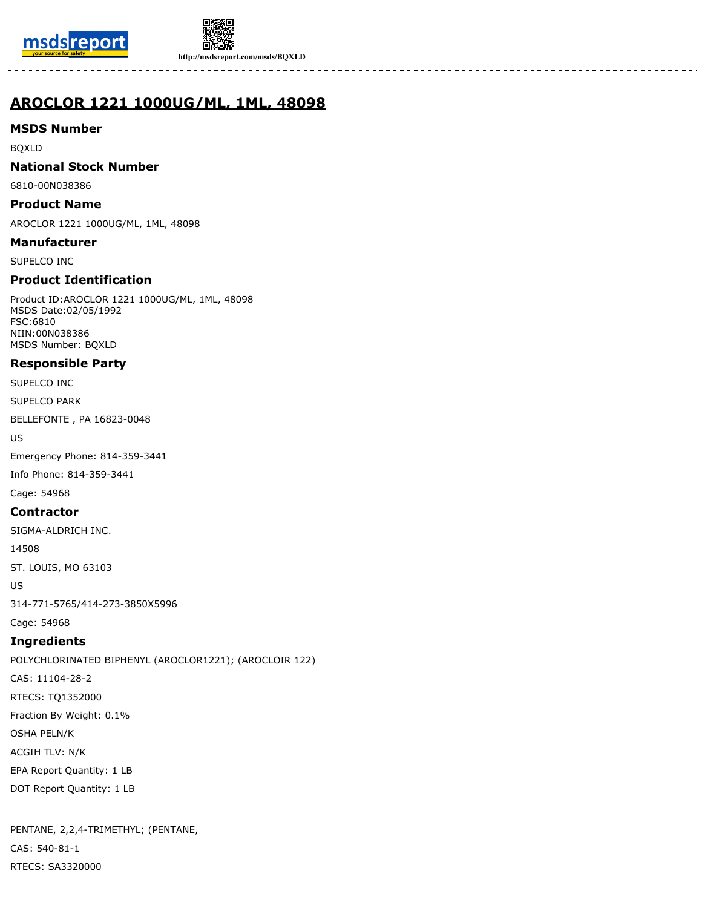# AROCLOR 1221 1000UG/ML, 1ML, 48098

## MSDS Number

BQXLD

## National Stock Number

6810-00N038386

## Product Name

AROCLOR 1221 1000UG/ML, 1ML, 48098

## Manufacturer

SUPELCO INC

## Product Identification

Product ID:AROCLOR 1221 1000UG/ML, 1ML, 48098
MSDS Date:02/05/1992
FSC:6810
NIIN:00N038386
MSDS Number: BQXLD

## Responsible Party

SUPELCO INC

SUPELCO PARK

BELLEFONTE , PA 16823-0048

US

Emergency Phone: 814-359-3441

Info Phone: 814-359-3441

Cage: 54968

## Contractor

SIGMA-ALDRICH INC.

14508

ST. LOUIS, MO 63103

US

314-771-5765/414-273-3850X5996

Cage: 54968

## Ingredients

POLYCHLORINATED BIPHENYL (AROCLOR1221); (AROCLOIR 122)

CAS: 11104-28-2

RTECS: TQ1352000

Fraction By Weight: 0.1%

OSHA PELN/K

ACGIH TLV: N/K

EPA Report Quantity: 1 LB

DOT Report Quantity: 1 LB

PENTANE, 2,2,4-TRIMETHYL; (PENTANE,

CAS: 540-81-1

RTECS: SA3320000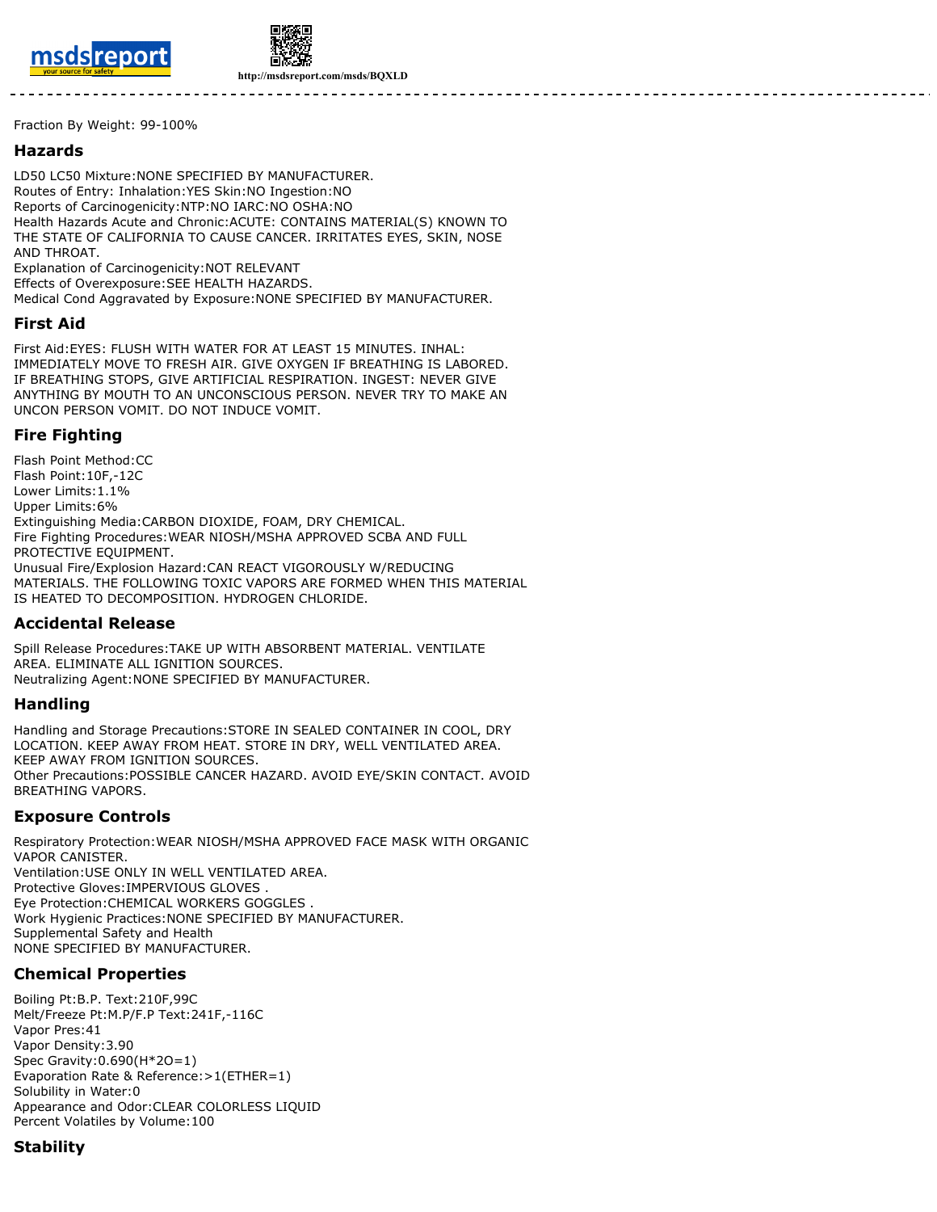Fraction By Weight: 99-100%

## Hazards

LD50 LC50 Mixture:NONE SPECIFIED BY MANUFACTURER.
Routes of Entry: Inhalation:YES Skin:NO Ingestion:NO
Reports of Carcinogenicity:NTP:NO IARC:NO OSHA:NO
Health Hazards Acute and Chronic:ACUTE: CONTAINS MATERIAL(S) KNOWN TO THE STATE OF CALIFORNIA TO CAUSE CANCER. IRRITATES EYES, SKIN, NOSE AND THROAT.
Explanation of Carcinogenicity:NOT RELEVANT
Effects of Overexposure:SEE HEALTH HAZARDS.
Medical Cond Aggravated by Exposure:NONE SPECIFIED BY MANUFACTURER.

## First Aid

First Aid:EYES: FLUSH WITH WATER FOR AT LEAST 15 MINUTES. INHAL: IMMEDIATELY MOVE TO FRESH AIR. GIVE OXYGEN IF BREATHING IS LABORED. IF BREATHING STOPS, GIVE ARTIFICIAL RESPIRATION. INGEST: NEVER GIVE ANYTHING BY MOUTH TO AN UNCONSCIOUS PERSON. NEVER TRY TO MAKE AN UNCON PERSON VOMIT. DO NOT INDUCE VOMIT.

## Fire Fighting

Flash Point Method:CC
Flash Point:10F,-12C
Lower Limits:1.1%
Upper Limits:6%
Extinguishing Media:CARBON DIOXIDE, FOAM, DRY CHEMICAL.
Fire Fighting Procedures:WEAR NIOSH/MSHA APPROVED SCBA AND FULL PROTECTIVE EQUIPMENT.
Unusual Fire/Explosion Hazard:CAN REACT VIGOROUSLY W/REDUCING MATERIALS. THE FOLLOWING TOXIC VAPORS ARE FORMED WHEN THIS MATERIAL IS HEATED TO DECOMPOSITION. HYDROGEN CHLORIDE.

## Accidental Release

Spill Release Procedures:TAKE UP WITH ABSORBENT MATERIAL. VENTILATE AREA. ELIMINATE ALL IGNITION SOURCES.
Neutralizing Agent:NONE SPECIFIED BY MANUFACTURER.

## Handling

Handling and Storage Precautions:STORE IN SEALED CONTAINER IN COOL, DRY LOCATION. KEEP AWAY FROM HEAT. STORE IN DRY, WELL VENTILATED AREA. KEEP AWAY FROM IGNITION SOURCES.
Other Precautions:POSSIBLE CANCER HAZARD. AVOID EYE/SKIN CONTACT. AVOID BREATHING VAPORS.

## Exposure Controls

Respiratory Protection:WEAR NIOSH/MSHA APPROVED FACE MASK WITH ORGANIC VAPOR CANISTER.
Ventilation:USE ONLY IN WELL VENTILATED AREA.
Protective Gloves:IMPERVIOUS GLOVES .
Eye Protection:CHEMICAL WORKERS GOGGLES .
Work Hygienic Practices:NONE SPECIFIED BY MANUFACTURER.
Supplemental Safety and Health
NONE SPECIFIED BY MANUFACTURER.

## Chemical Properties

Boiling Pt:B.P. Text:210F,99C
Melt/Freeze Pt:M.P/F.P Text:241F,-116C
Vapor Pres:41
Vapor Density:3.90
Spec Gravity:0.690(H*2O=1)
Evaporation Rate & Reference:>1(ETHER=1)
Solubility in Water:0
Appearance and Odor:CLEAR COLORLESS LIQUID
Percent Volatiles by Volume:100

## Stability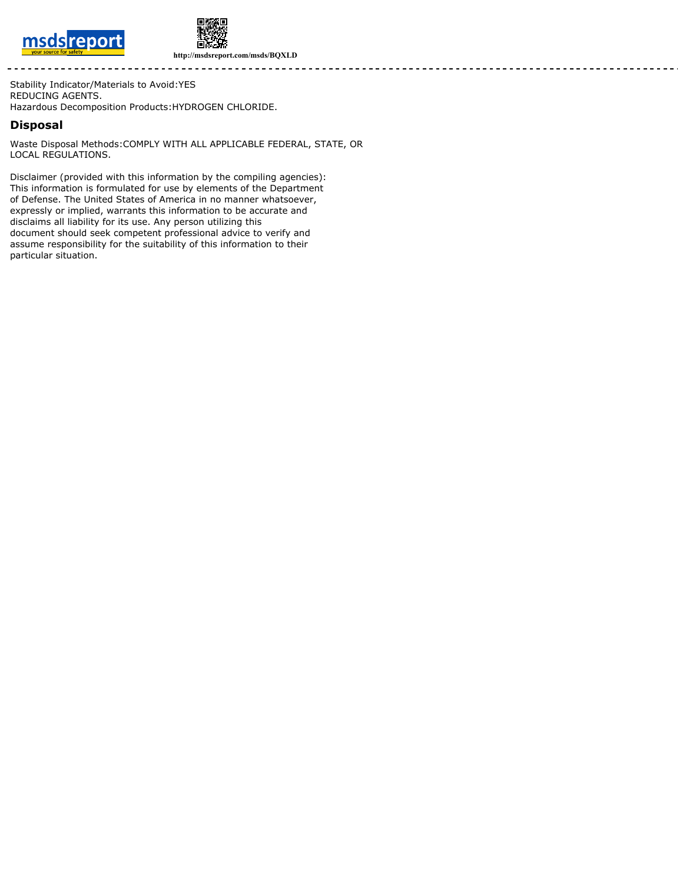Stability Indicator/Materials to Avoid:YES
REDUCING AGENTS.
Hazardous Decomposition Products:HYDROGEN CHLORIDE.

## Disposal

Waste Disposal Methods:COMPLY WITH ALL APPLICABLE FEDERAL, STATE, OR LOCAL REGULATIONS.

Disclaimer (provided with this information by the compiling agencies): This information is formulated for use by elements of the Department of Defense. The United States of America in no manner whatsoever, expressly or implied, warrants this information to be accurate and disclaims all liability for its use. Any person utilizing this document should seek competent professional advice to verify and assume responsibility for the suitability of this information to their particular situation.